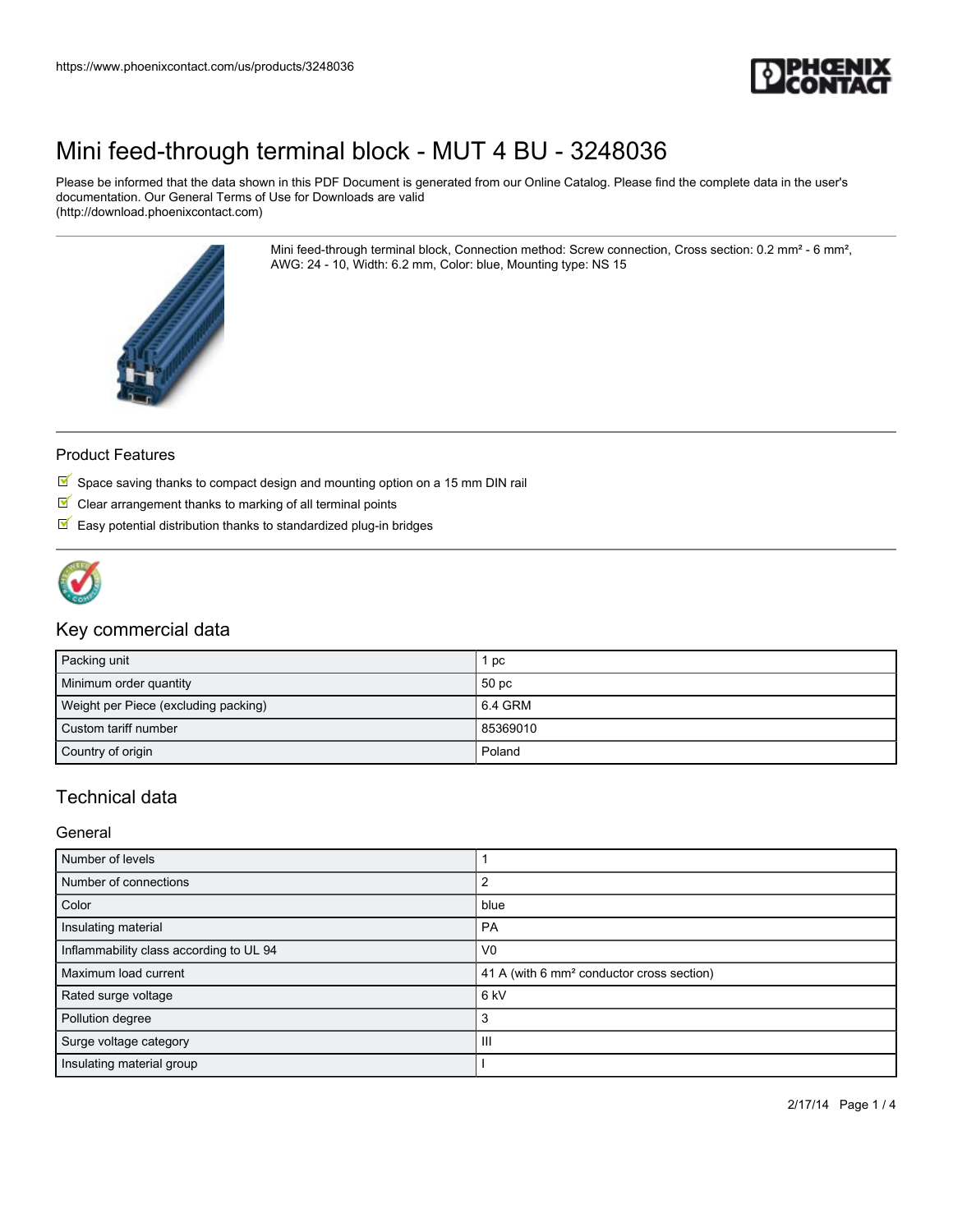# Mini feed-through terminal block - MUT 4 BU - 3248036

Please be informed that the data shown in this PDF Document is generated from our Online Catalog. Please find the complete data in the user's documentation. Our General Terms of Use for Downloads are valid (http://download.phoenixcontact.com)

Mini feed-through terminal block, Connection method: Screw connection, Cross section: 0.2 mm² - 6 mm², AWG: 24 - 10, Width: 6.2 mm, Color: blue, Mounting type: NS 15

## Product Features

- Space saving thanks to compact design and mounting option on a 15 mm DIN rail
- Clear arrangement thanks to marking of all terminal points
- Easy potential distribution thanks to standardized plug-in bridges

## Key commercial data

| Packing unit | 1 pc |
|---|---|
| Minimum order quantity | 50 pc |
| Weight per Piece (excluding packing) | 6.4 GRM |
| Custom tariff number | 85369010 |
| Country of origin | Poland |

## Technical data

### General

| Number of levels | 1 |
|---|---|
| Number of connections | 2 |
| Color | blue |
| Insulating material | PA |
| Inflammability class according to UL 94 | V0 |
| Maximum load current | 41 A (with 6 mm² conductor cross section) |
| Rated surge voltage | 6 kV |
| Pollution degree | 3 |
| Surge voltage category | III |
| Insulating material group | I |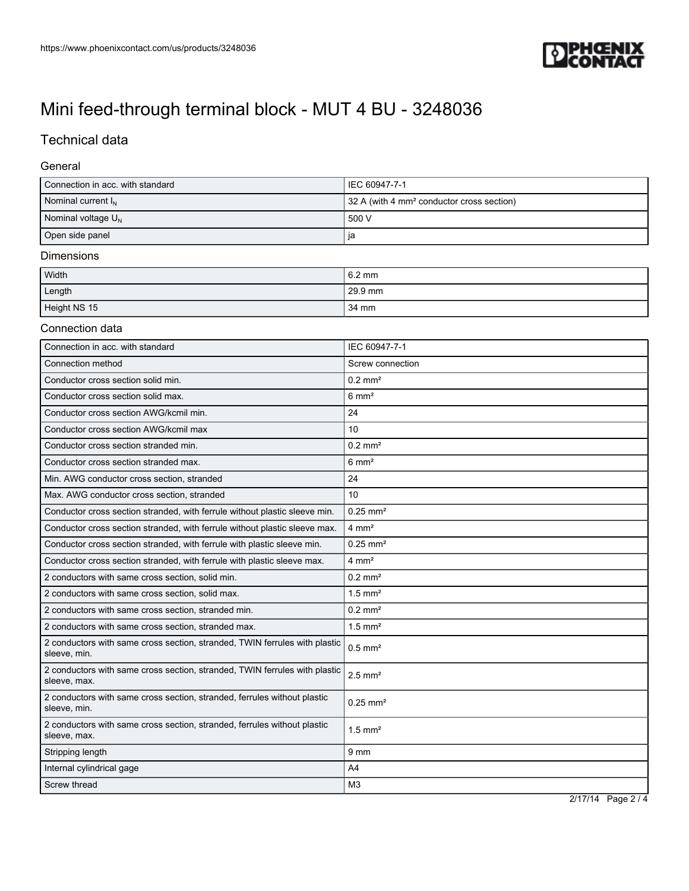# Mini feed-through terminal block - MUT 4 BU - 3248036

## Technical data

### General

| | |
|---|---|
| Connection in acc. with standard | IEC 60947-7-1 |
| Nominal current $I_N$ | 32 A (with 4 mm² conductor cross section) |
| Nominal voltage $U_N$ | 500 V |
| Open side panel | ja |

### Dimensions

| | |
|---|---|
| Width | 6.2 mm |
| Length | 29.9 mm |
| Height NS 15 | 34 mm |

### Connection data

| | |
|---|---|
| Connection in acc. with standard | IEC 60947-7-1 |
| Connection method | Screw connection |
| Conductor cross section solid min. | 0.2 mm² |
| Conductor cross section solid max. | 6 mm² |
| Conductor cross section AWG/kcmil min. | 24 |
| Conductor cross section AWG/kcmil max | 10 |
| Conductor cross section stranded min. | 0.2 mm² |
| Conductor cross section stranded max. | 6 mm² |
| Min. AWG conductor cross section, stranded | 24 |
| Max. AWG conductor cross section, stranded | 10 |
| Conductor cross section stranded, with ferrule without plastic sleeve min. | 0.25 mm² |
| Conductor cross section stranded, with ferrule without plastic sleeve max. | 4 mm² |
| Conductor cross section stranded, with ferrule with plastic sleeve min. | 0.25 mm² |
| Conductor cross section stranded, with ferrule with plastic sleeve max. | 4 mm² |
| 2 conductors with same cross section, solid min. | 0.2 mm² |
| 2 conductors with same cross section, solid max. | 1.5 mm² |
| 2 conductors with same cross section, stranded min. | 0.2 mm² |
| 2 conductors with same cross section, stranded max. | 1.5 mm² |
| 2 conductors with same cross section, stranded, TWIN ferrules with plastic sleeve, min. | 0.5 mm² |
| 2 conductors with same cross section, stranded, TWIN ferrules with plastic sleeve, max. | 2.5 mm² |
| 2 conductors with same cross section, stranded, ferrules without plastic sleeve, min. | 0.25 mm² |
| 2 conductors with same cross section, stranded, ferrules without plastic sleeve, max. | 1.5 mm² |
| Stripping length | 9 mm |
| Internal cylindrical gage | A4 |
| Screw thread | M3 |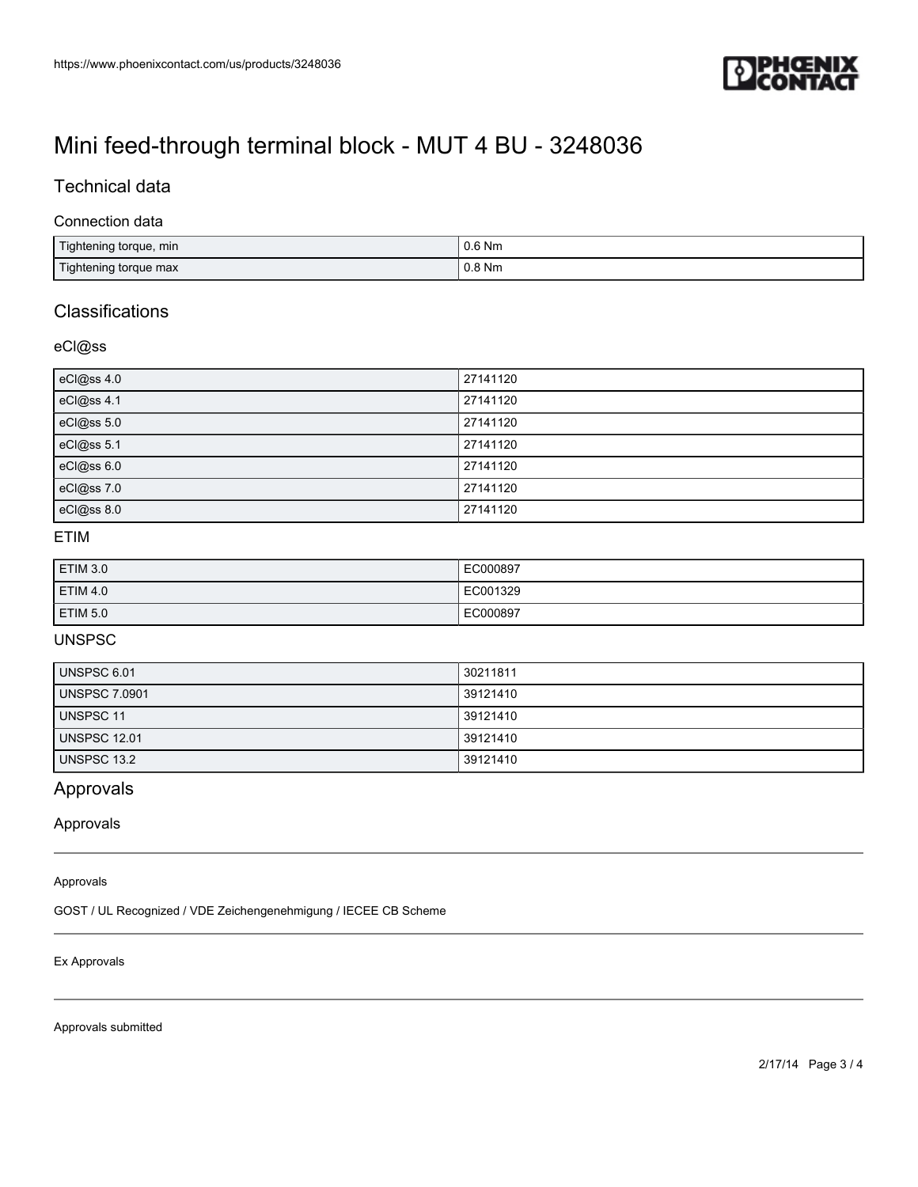# Mini feed-through terminal block - MUT 4 BU - 3248036

## Technical data

### Connection data

| | |
|---|---|
| Tightening torque, min | 0.6 Nm |
| Tightening torque max | 0.8 Nm |

## Classifications

### eCl@ss

| | |
|---|---|
| eCl@ss 4.0 | 27141120 |
| eCl@ss 4.1 | 27141120 |
| eCl@ss 5.0 | 27141120 |
| eCl@ss 5.1 | 27141120 |
| eCl@ss 6.0 | 27141120 |
| eCl@ss 7.0 | 27141120 |
| eCl@ss 8.0 | 27141120 |

### ETIM

| | |
|---|---|
| ETIM 3.0 | EC000897 |
| ETIM 4.0 | EC001329 |
| ETIM 5.0 | EC000897 |

### UNSPSC

| | |
|---|---|
| UNSPSC 6.01 | 30211811 |
| UNSPSC 7.0901 | 39121410 |
| UNSPSC 11 | 39121410 |
| UNSPSC 12.01 | 39121410 |
| UNSPSC 13.2 | 39121410 |

## Approvals

### Approvals

Approvals

GOST / UL Recognized / VDE Zeichengenehmigung / IECEE CB Scheme

Ex Approvals

Approvals submitted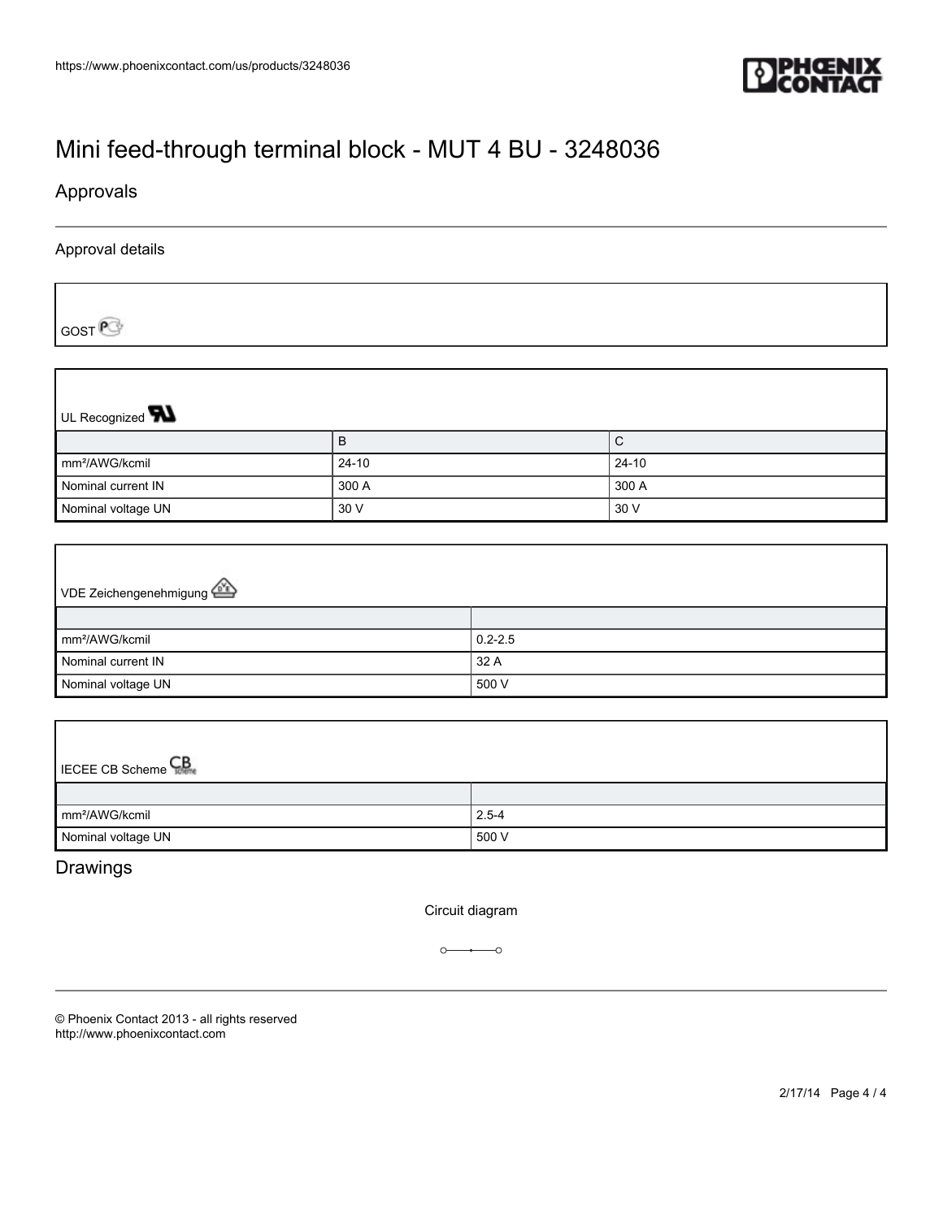# Mini feed-through terminal block - MUT 4 BU - 3248036

## Approvals

### Approval details

GOST

UL Recognized

| | B | C |
|---|---|---|
| mm²/AWG/kcmil | 24-10 | 24-10 |
| Nominal current IN | 300 A | 300 A |
| Nominal voltage UN | 30 V | 30 V |

VDE Zeichengenehmigung

| | |
|---|---|
| mm²/AWG/kcmil | 0.2-2.5 |
| Nominal current IN | 32 A |
| Nominal voltage UN | 500 V |

IECEE CB Scheme

| | |
|---|---|
| mm²/AWG/kcmil | 2.5-4 |
| Nominal voltage UN | 500 V |

## Drawings

Circuit diagram

© Phoenix Contact 2013 - all rights reserved
http://www.phoenixcontact.com